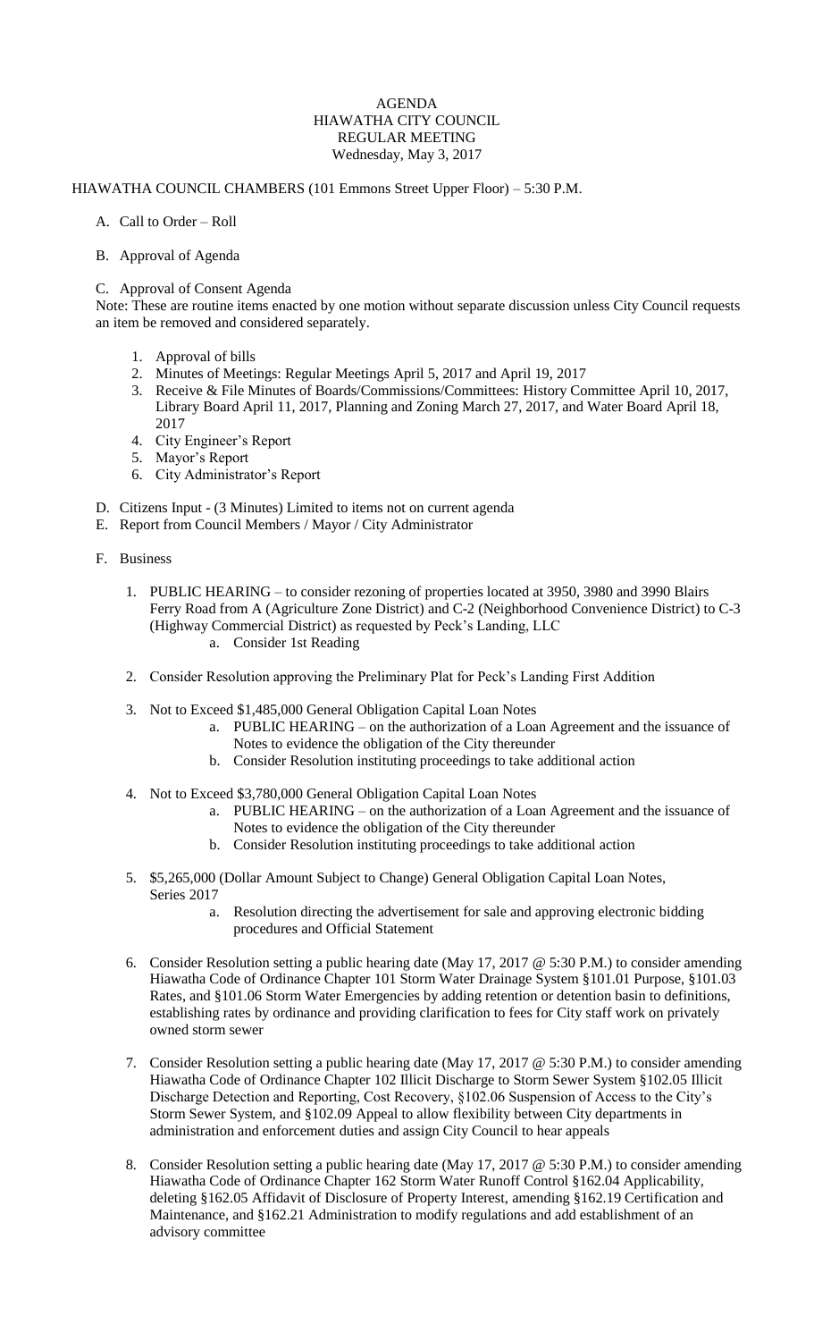# AGENDA
## HIAWATHA CITY COUNCIL
## REGULAR MEETING
### Wednesday, May 3, 2017

HIAWATHA COUNCIL CHAMBERS (101 Emmons Street Upper Floor) – 5:30 P.M.

A. Call to Order – Roll

B. Approval of Agenda

C. Approval of Consent Agenda

Note: These are routine items enacted by one motion without separate discussion unless City Council requests an item be removed and considered separately.

1. Approval of bills
2. Minutes of Meetings: Regular Meetings April 5, 2017 and April 19, 2017
3. Receive & File Minutes of Boards/Commissions/Committees: History Committee April 10, 2017, Library Board April 11, 2017, Planning and Zoning March 27, 2017, and Water Board April 18, 2017
4. City Engineer's Report
5. Mayor's Report
6. City Administrator's Report

D. Citizens Input - (3 Minutes) Limited to items not on current agenda

E. Report from Council Members / Mayor / City Administrator

F. Business

1. PUBLIC HEARING – to consider rezoning of properties located at 3950, 3980 and 3990 Blairs Ferry Road from A (Agriculture Zone District) and C-2 (Neighborhood Convenience District) to C-3 (Highway Commercial District) as requested by Peck's Landing, LLC
   a. Consider 1st Reading

2. Consider Resolution approving the Preliminary Plat for Peck's Landing First Addition

3. Not to Exceed $1,485,000 General Obligation Capital Loan Notes
   a. PUBLIC HEARING – on the authorization of a Loan Agreement and the issuance of Notes to evidence the obligation of the City thereunder
   b. Consider Resolution instituting proceedings to take additional action

4. Not to Exceed $3,780,000 General Obligation Capital Loan Notes
   a. PUBLIC HEARING – on the authorization of a Loan Agreement and the issuance of Notes to evidence the obligation of the City thereunder
   b. Consider Resolution instituting proceedings to take additional action

5. $5,265,000 (Dollar Amount Subject to Change) General Obligation Capital Loan Notes, Series 2017
   a. Resolution directing the advertisement for sale and approving electronic bidding procedures and Official Statement

6. Consider Resolution setting a public hearing date (May 17, 2017 @ 5:30 P.M.) to consider amending Hiawatha Code of Ordinance Chapter 101 Storm Water Drainage System §101.01 Purpose, §101.03 Rates, and §101.06 Storm Water Emergencies by adding retention or detention basin to definitions, establishing rates by ordinance and providing clarification to fees for City staff work on privately owned storm sewer

7. Consider Resolution setting a public hearing date (May 17, 2017 @ 5:30 P.M.) to consider amending Hiawatha Code of Ordinance Chapter 102 Illicit Discharge to Storm Sewer System §102.05 Illicit Discharge Detection and Reporting, Cost Recovery, §102.06 Suspension of Access to the City's Storm Sewer System, and §102.09 Appeal to allow flexibility between City departments in administration and enforcement duties and assign City Council to hear appeals

8. Consider Resolution setting a public hearing date (May 17, 2017 @ 5:30 P.M.) to consider amending Hiawatha Code of Ordinance Chapter 162 Storm Water Runoff Control §162.04 Applicability, deleting §162.05 Affidavit of Disclosure of Property Interest, amending §162.19 Certification and Maintenance, and §162.21 Administration to modify regulations and add establishment of an advisory committee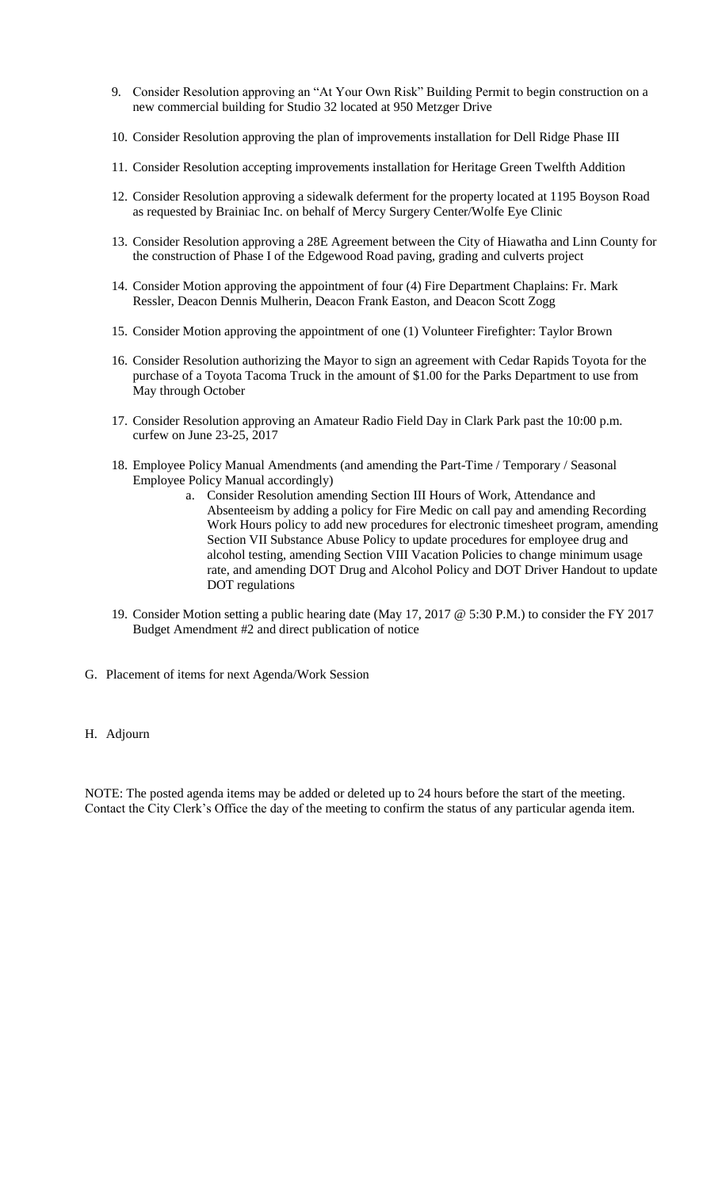9. Consider Resolution approving an "At Your Own Risk" Building Permit to begin construction on a new commercial building for Studio 32 located at 950 Metzger Drive

10. Consider Resolution approving the plan of improvements installation for Dell Ridge Phase III

11. Consider Resolution accepting improvements installation for Heritage Green Twelfth Addition

12. Consider Resolution approving a sidewalk deferment for the property located at 1195 Boyson Road as requested by Brainiac Inc. on behalf of Mercy Surgery Center/Wolfe Eye Clinic

13. Consider Resolution approving a 28E Agreement between the City of Hiawatha and Linn County for the construction of Phase I of the Edgewood Road paving, grading and culverts project

14. Consider Motion approving the appointment of four (4) Fire Department Chaplains: Fr. Mark Ressler, Deacon Dennis Mulherin, Deacon Frank Easton, and Deacon Scott Zogg

15. Consider Motion approving the appointment of one (1) Volunteer Firefighter: Taylor Brown

16. Consider Resolution authorizing the Mayor to sign an agreement with Cedar Rapids Toyota for the purchase of a Toyota Tacoma Truck in the amount of $1.00 for the Parks Department to use from May through October

17. Consider Resolution approving an Amateur Radio Field Day in Clark Park past the 10:00 p.m. curfew on June 23-25, 2017

18. Employee Policy Manual Amendments (and amending the Part-Time / Temporary / Seasonal Employee Policy Manual accordingly)
    a. Consider Resolution amending Section III Hours of Work, Attendance and Absenteeism by adding a policy for Fire Medic on call pay and amending Recording Work Hours policy to add new procedures for electronic timesheet program, amending Section VII Substance Abuse Policy to update procedures for employee drug and alcohol testing, amending Section VIII Vacation Policies to change minimum usage rate, and amending DOT Drug and Alcohol Policy and DOT Driver Handout to update DOT regulations

19. Consider Motion setting a public hearing date (May 17, 2017 @ 5:30 P.M.) to consider the FY 2017 Budget Amendment #2 and direct publication of notice

G. Placement of items for next Agenda/Work Session

H. Adjourn

NOTE: The posted agenda items may be added or deleted up to 24 hours before the start of the meeting. Contact the City Clerk's Office the day of the meeting to confirm the status of any particular agenda item.